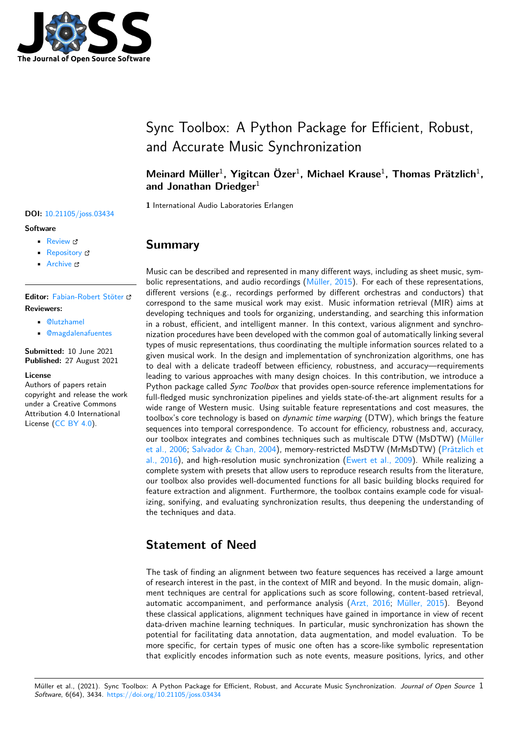# Sync Toolbox: A Python Package for Efficient, Robust, and Accurate Music Synchronization

**Meinard Müller**[1], **Yigitcan Özer**[1], **Michael Krause**[1], **Thomas Prätzlich**[1], **and Jonathan Driedger**[1]

**1** International Audio Laboratories Erlangen

**DOI:** 10.21105/joss.03434

**Software**

- Review
- Repository
- Archive

**Editor:** Fabian-Robert Stöter

**Reviewers:**

- @lutzhamel
- @magdalenafuentes

**Submitted:** 10 June 2021
**Published:** 27 August 2021

**License**
Authors of papers retain copyright and release the work under a Creative Commons Attribution 4.0 International License (CC BY 4.0).

## Summary

Music can be described and represented in many different ways, including as sheet music, symbolic representations, and audio recordings (Müller, 2015). For each of these representations, different versions (e.g., recordings performed by different orchestras and conductors) that correspond to the same musical work may exist. Music information retrieval (MIR) aims at developing techniques and tools for organizing, understanding, and searching this information in a robust, efficient, and intelligent manner. In this context, various alignment and synchronization procedures have been developed with the common goal of automatically linking several types of music representations, thus coordinating the multiple information sources related to a given musical work. In the design and implementation of synchronization algorithms, one has to deal with a delicate tradeoff between efficiency, robustness, and accuracy—requirements leading to various approaches with many design choices. In this contribution, we introduce a Python package called *Sync Toolbox* that provides open-source reference implementations for full-fledged music synchronization pipelines and yields state-of-the-art alignment results for a wide range of Western music. Using suitable feature representations and cost measures, the toolbox's core technology is based on *dynamic time warping* (DTW), which brings the feature sequences into temporal correspondence. To account for efficiency, robustness and, accuracy, our toolbox integrates and combines techniques such as multiscale DTW (MsDTW) (Müller et al., 2006; Salvador & Chan, 2004), memory-restricted MsDTW (MrMsDTW) (Prätzlich et al., 2016), and high-resolution music synchronization (Ewert et al., 2009). While realizing a complete system with presets that allow users to reproduce research results from the literature, our toolbox also provides well-documented functions for all basic building blocks required for feature extraction and alignment. Furthermore, the toolbox contains example code for visualizing, sonifying, and evaluating synchronization results, thus deepening the understanding of the techniques and data.

## Statement of Need

The task of finding an alignment between two feature sequences has received a large amount of research interest in the past, in the context of MIR and beyond. In the music domain, alignment techniques are central for applications such as score following, content-based retrieval, automatic accompaniment, and performance analysis (Arzt, 2016; Müller, 2015). Beyond these classical applications, alignment techniques have gained in importance in view of recent data-driven machine learning techniques. In particular, music synchronization has shown the potential for facilitating data annotation, data augmentation, and model evaluation. To be more specific, for certain types of music one often has a score-like symbolic representation that explicitly encodes information such as note events, measure positions, lyrics, and other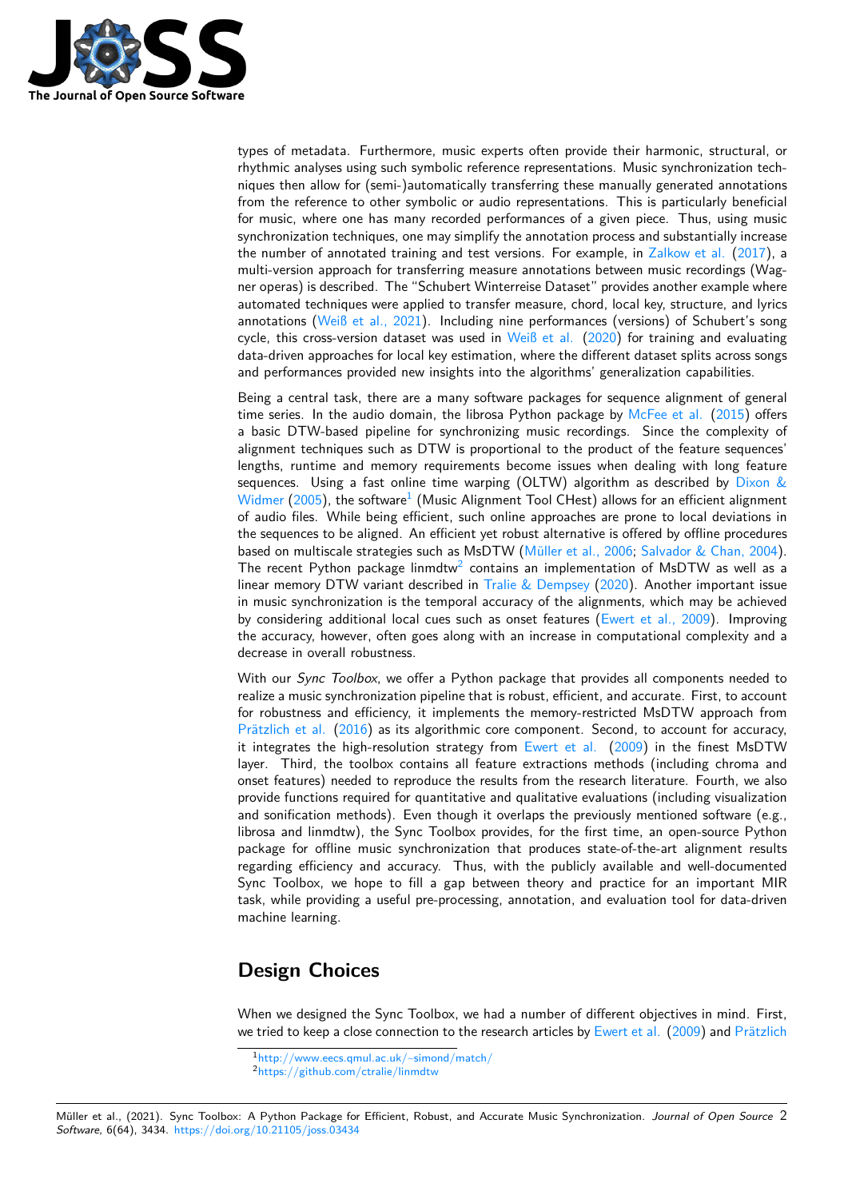types of metadata. Furthermore, music experts often provide their harmonic, structural, or rhythmic analyses using such symbolic reference representations. Music synchronization techniques then allow for (semi-)automatically transferring these manually generated annotations from the reference to other symbolic or audio representations. This is particularly beneficial for music, where one has many recorded performances of a given piece. Thus, using music synchronization techniques, one may simplify the annotation process and substantially increase the number of annotated training and test versions. For example, in Zalkow et al. (2017), a multi-version approach for transferring measure annotations between music recordings (Wagner operas) is described. The "Schubert Winterreise Dataset" provides another example where automated techniques were applied to transfer measure, chord, local key, structure, and lyrics annotations (Weiß et al., 2021). Including nine performances (versions) of Schubert's song cycle, this cross-version dataset was used in Weiß et al. (2020) for training and evaluating data-driven approaches for local key estimation, where the different dataset splits across songs and performances provided new insights into the algorithms' generalization capabilities.

Being a central task, there are a many software packages for sequence alignment of general time series. In the audio domain, the librosa Python package by McFee et al. (2015) offers a basic DTW-based pipeline for synchronizing music recordings. Since the complexity of alignment techniques such as DTW is proportional to the product of the feature sequences' lengths, runtime and memory requirements become issues when dealing with long feature sequences. Using a fast online time warping (OLTW) algorithm as described by Dixon & Widmer (2005), the software[1] (Music Alignment Tool CHest) allows for an efficient alignment of audio files. While being efficient, such online approaches are prone to local deviations in the sequences to be aligned. An efficient yet robust alternative is offered by offline procedures based on multiscale strategies such as MsDTW (Müller et al., 2006; Salvador & Chan, 2004). The recent Python package linmdtw[2] contains an implementation of MsDTW as well as a linear memory DTW variant described in Tralie & Dempsey (2020). Another important issue in music synchronization is the temporal accuracy of the alignments, which may be achieved by considering additional local cues such as onset features (Ewert et al., 2009). Improving the accuracy, however, often goes along with an increase in computational complexity and a decrease in overall robustness.

With our *Sync Toolbox*, we offer a Python package that provides all components needed to realize a music synchronization pipeline that is robust, efficient, and accurate. First, to account for robustness and efficiency, it implements the memory-restricted MsDTW approach from Prätzlich et al. (2016) as its algorithmic core component. Second, to account for accuracy, it integrates the high-resolution strategy from Ewert et al. (2009) in the finest MsDTW layer. Third, the toolbox contains all feature extractions methods (including chroma and onset features) needed to reproduce the results from the research literature. Fourth, we also provide functions required for quantitative and qualitative evaluations (including visualization and sonification methods). Even though it overlaps the previously mentioned software (e.g., librosa and linmdtw), the Sync Toolbox provides, for the first time, an open-source Python package for offline music synchronization that produces state-of-the-art alignment results regarding efficiency and accuracy. Thus, with the publicly available and well-documented Sync Toolbox, we hope to fill a gap between theory and practice for an important MIR task, while providing a useful pre-processing, annotation, and evaluation tool for data-driven machine learning.

## Design Choices

When we designed the Sync Toolbox, we had a number of different objectives in mind. First, we tried to keep a close connection to the research articles by Ewert et al. (2009) and Prätzlich

[1] http://www.eecs.qmul.ac.uk/~simond/match/

[2] https://github.com/ctralie/linmdtw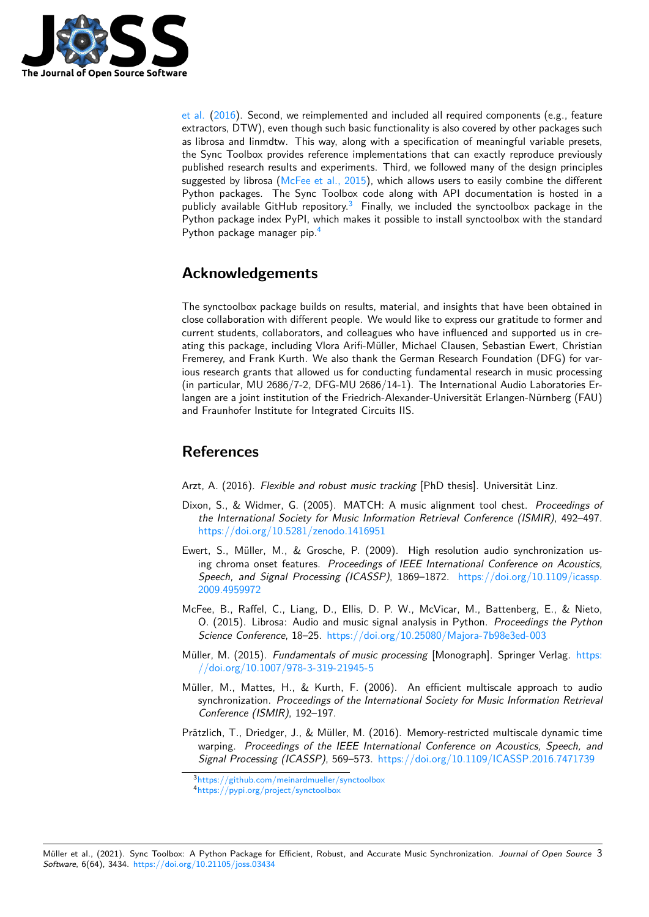et al. (2016). Second, we reimplemented and included all required components (e.g., feature extractors, DTW), even though such basic functionality is also covered by other packages such as librosa and linmdtw. This way, along with a specification of meaningful variable presets, the Sync Toolbox provides reference implementations that can exactly reproduce previously published research results and experiments. Third, we followed many of the design principles suggested by librosa (McFee et al., 2015), which allows users to easily combine the different Python packages. The Sync Toolbox code along with API documentation is hosted in a publicly available GitHub repository.[3] Finally, we included the synctoolbox package in the Python package index PyPI, which makes it possible to install synctoolbox with the standard Python package manager pip.[4]

## Acknowledgements

The synctoolbox package builds on results, material, and insights that have been obtained in close collaboration with different people. We would like to express our gratitude to former and current students, collaborators, and colleagues who have influenced and supported us in creating this package, including Vlora Arifi-Müller, Michael Clausen, Sebastian Ewert, Christian Fremerey, and Frank Kurth. We also thank the German Research Foundation (DFG) for various research grants that allowed us for conducting fundamental research in music processing (in particular, MU 2686/7-2, DFG-MU 2686/14-1). The International Audio Laboratories Erlangen are a joint institution of the Friedrich-Alexander-Universität Erlangen-Nürnberg (FAU) and Fraunhofer Institute for Integrated Circuits IIS.

## References

Arzt, A. (2016). *Flexible and robust music tracking* [PhD thesis]. Universität Linz.

Dixon, S., & Widmer, G. (2005). MATCH: A music alignment tool chest. *Proceedings of the International Society for Music Information Retrieval Conference (ISMIR)*, 492–497. https://doi.org/10.5281/zenodo.1416951

Ewert, S., Müller, M., & Grosche, P. (2009). High resolution audio synchronization using chroma onset features. *Proceedings of IEEE International Conference on Acoustics, Speech, and Signal Processing (ICASSP)*, 1869–1872. https://doi.org/10.1109/icassp.2009.4959972

McFee, B., Raffel, C., Liang, D., Ellis, D. P. W., McVicar, M., Battenberg, E., & Nieto, O. (2015). Librosa: Audio and music signal analysis in Python. *Proceedings the Python Science Conference*, 18–25. https://doi.org/10.25080/Majora-7b98e3ed-003

Müller, M. (2015). *Fundamentals of music processing* [Monograph]. Springer Verlag. https://doi.org/10.1007/978-3-319-21945-5

Müller, M., Mattes, H., & Kurth, F. (2006). An efficient multiscale approach to audio synchronization. *Proceedings of the International Society for Music Information Retrieval Conference (ISMIR)*, 192–197.

Prätzlich, T., Driedger, J., & Müller, M. (2016). Memory-restricted multiscale dynamic time warping. *Proceedings of the IEEE International Conference on Acoustics, Speech, and Signal Processing (ICASSP)*, 569–573. https://doi.org/10.1109/ICASSP.2016.7471739

[3] https://github.com/meinardmueller/synctoolbox

[4] https://pypi.org/project/synctoolbox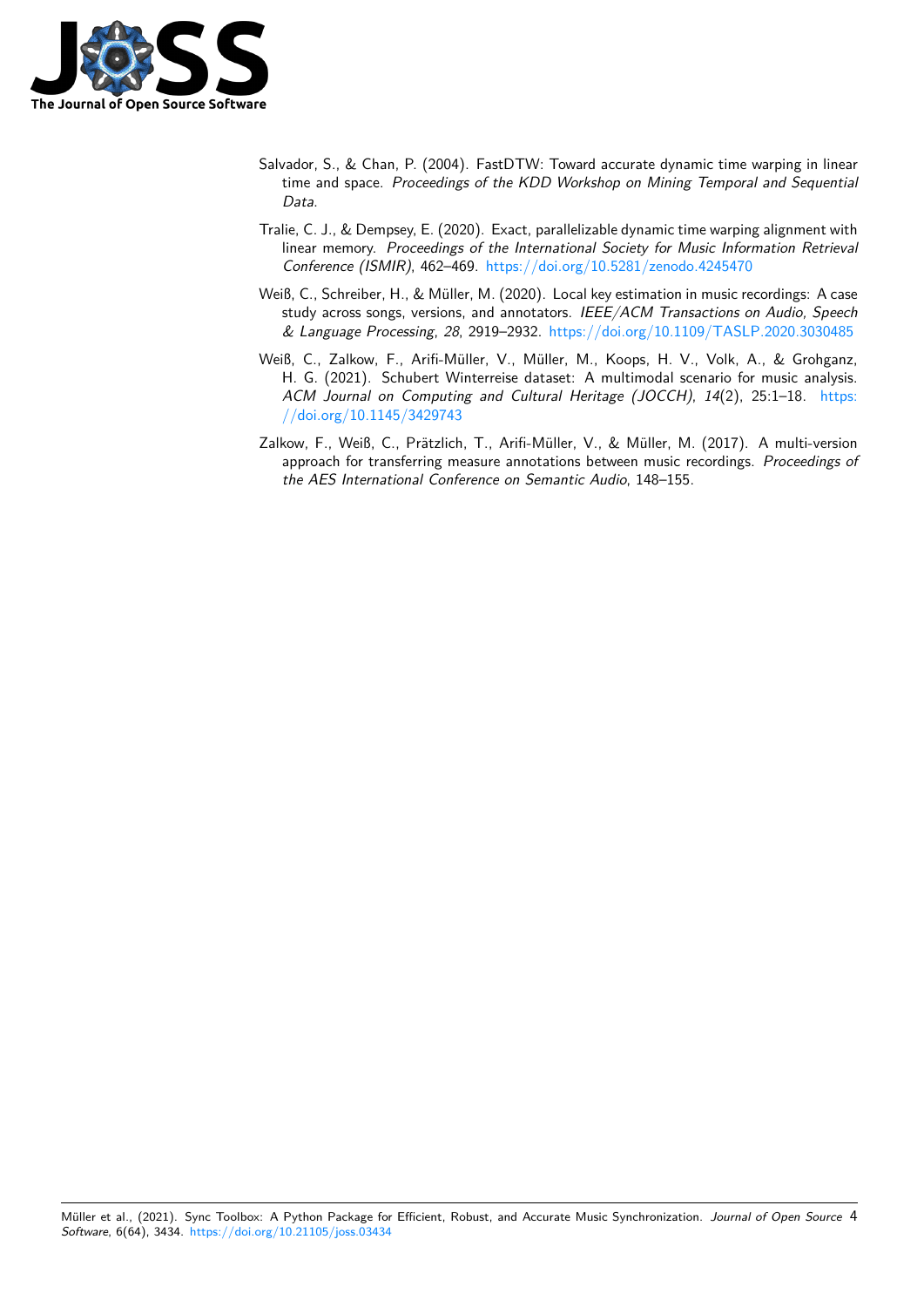Salvador, S., & Chan, P. (2004). FastDTW: Toward accurate dynamic time warping in linear time and space. *Proceedings of the KDD Workshop on Mining Temporal and Sequential Data*.

Tralie, C. J., & Dempsey, E. (2020). Exact, parallelizable dynamic time warping alignment with linear memory. *Proceedings of the International Society for Music Information Retrieval Conference (ISMIR)*, 462–469. https://doi.org/10.5281/zenodo.4245470

Weiß, C., Schreiber, H., & Müller, M. (2020). Local key estimation in music recordings: A case study across songs, versions, and annotators. *IEEE/ACM Transactions on Audio, Speech & Language Processing*, *28*, 2919–2932. https://doi.org/10.1109/TASLP.2020.3030485

Weiß, C., Zalkow, F., Arifi-Müller, V., Müller, M., Koops, H. V., Volk, A., & Grohganz, H. G. (2021). Schubert Winterreise dataset: A multimodal scenario for music analysis. *ACM Journal on Computing and Cultural Heritage (JOCCH)*, *14*(2), 25:1–18. https://doi.org/10.1145/3429743

Zalkow, F., Weiß, C., Prätzlich, T., Arifi-Müller, V., & Müller, M. (2017). A multi-version approach for transferring measure annotations between music recordings. *Proceedings of the AES International Conference on Semantic Audio*, 148–155.